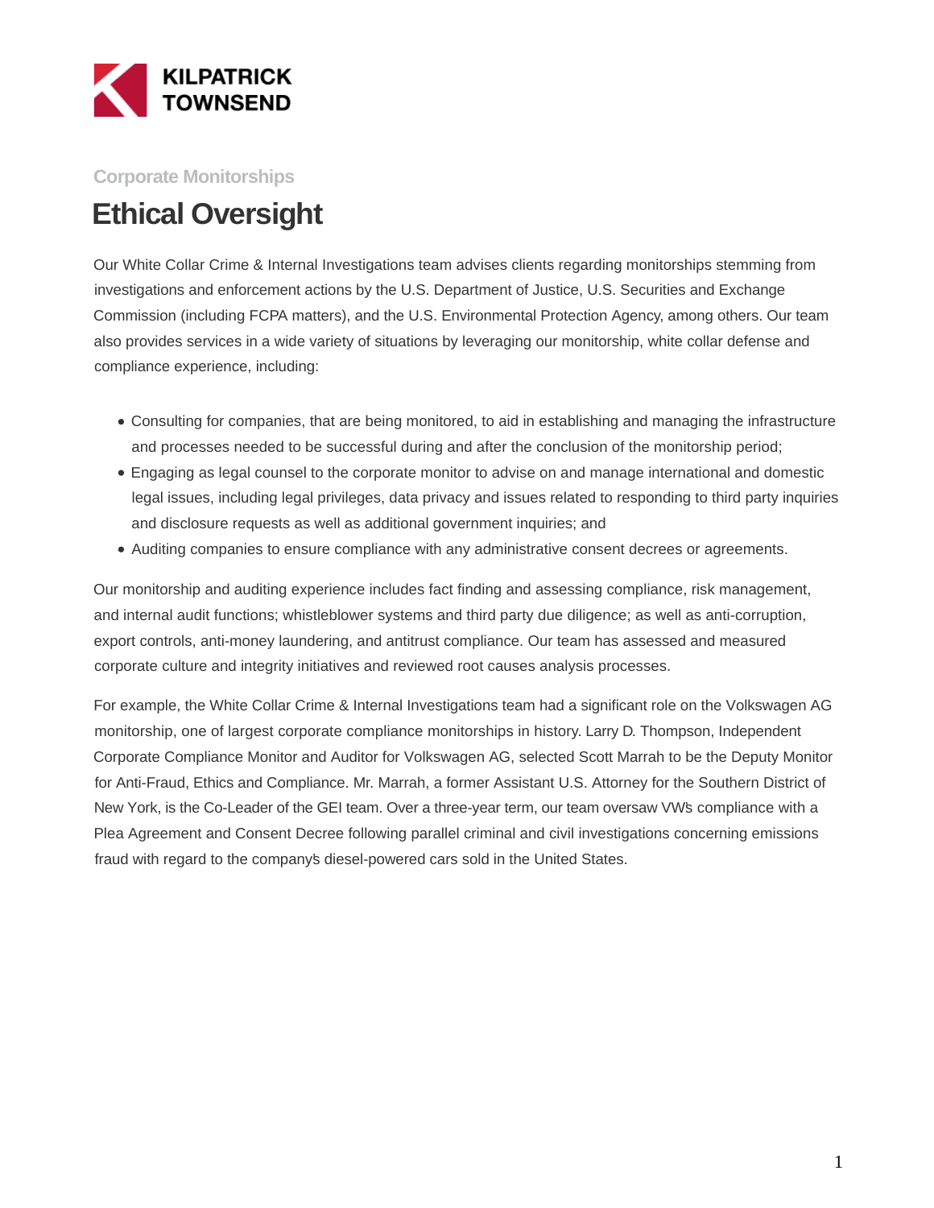KILPATRICK TOWNSEND

Corporate Monitorships

# Ethical Oversight

Our White Collar Crime & Internal Investigations team advises clients regarding monitorships stemming from investigations and enforcement actions by the U.S. Department of Justice, U.S. Securities and Exchange Commission (including FCPA matters), and the U.S. Environmental Protection Agency, among others. Our team also provides services in a wide variety of situations by leveraging our monitorship, white collar defense and compliance experience, including:

- Consulting for companies, that are being monitored, to aid in establishing and managing the infrastructure and processes needed to be successful during and after the conclusion of the monitorship period;
- Engaging as legal counsel to the corporate monitor to advise on and manage international and domestic legal issues, including legal privileges, data privacy and issues related to responding to third party inquiries and disclosure requests as well as additional government inquiries; and
- Auditing companies to ensure compliance with any administrative consent decrees or agreements.

Our monitorship and auditing experience includes fact finding and assessing compliance, risk management, and internal audit functions; whistleblower systems and third party due diligence; as well as anti-corruption, export controls, anti-money laundering, and antitrust compliance. Our team has assessed and measured corporate culture and integrity initiatives and reviewed root causes analysis processes.

For example, the White Collar Crime & Internal Investigations team had a significant role on the Volkswagen AG monitorship, one of largest corporate compliance monitorships in history. Larry D. Thompson, Independent Corporate Compliance Monitor and Auditor for Volkswagen AG, selected Scott Marrah to be the Deputy Monitor for Anti-Fraud, Ethics and Compliance. Mr. Marrah, a former Assistant U.S. Attorney for the Southern District of New York, is the Co-Leader of the GEI team. Over a three-year term, our team oversaw VW's compliance with a Plea Agreement and Consent Decree following parallel criminal and civil investigations concerning emissions fraud with regard to the company's diesel-powered cars sold in the United States.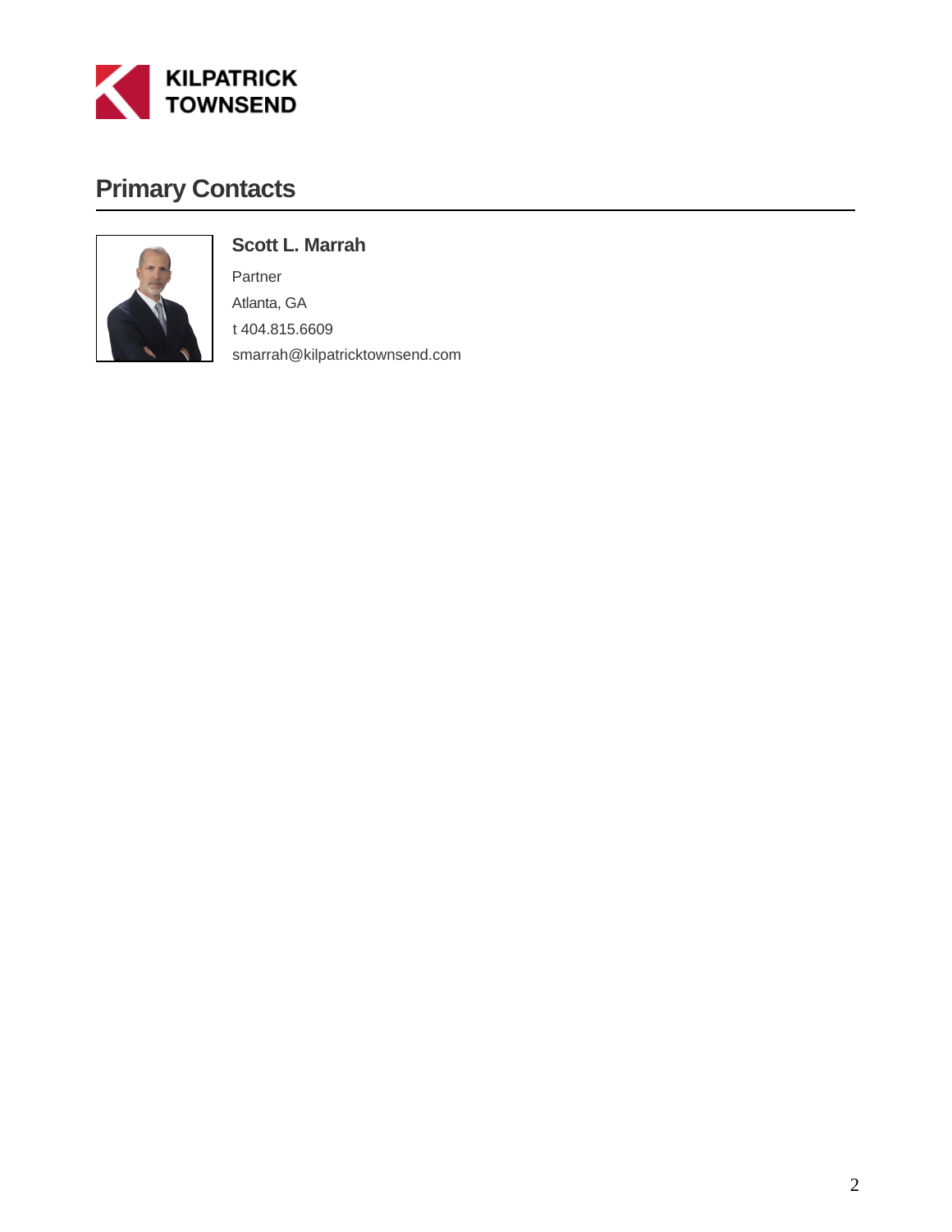## Primary Contacts

**Scott L. Marrah**

Partner

Atlanta, GA

t 404.815.6609

smarrah@kilpatricktownsend.com